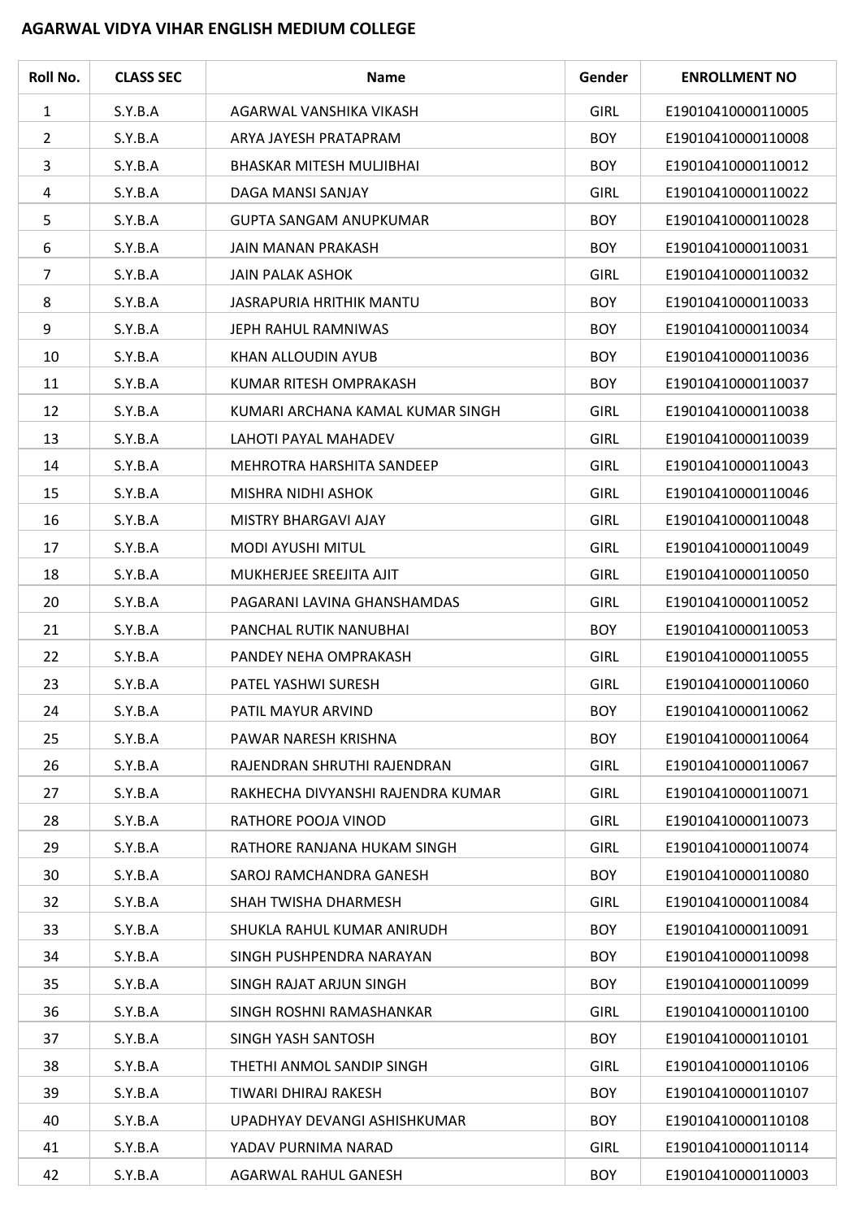**AGARWAL VIDYA VIHAR ENGLISH MEDIUM COLLEGE**

| Roll No. | CLASS SEC | Name | Gender | ENROLLMENT NO |
|---|---|---|---|---|
| 1 | S.Y.B.A | AGARWAL VANSHIKA VIKASH | GIRL | E19010410000110005 |
| 2 | S.Y.B.A | ARYA JAYESH PRATAPRAM | BOY | E19010410000110008 |
| 3 | S.Y.B.A | BHASKAR MITESH MULJIBHAI | BOY | E19010410000110012 |
| 4 | S.Y.B.A | DAGA MANSI SANJAY | GIRL | E19010410000110022 |
| 5 | S.Y.B.A | GUPTA SANGAM ANUPKUMAR | BOY | E19010410000110028 |
| 6 | S.Y.B.A | JAIN MANAN PRAKASH | BOY | E19010410000110031 |
| 7 | S.Y.B.A | JAIN PALAK ASHOK | GIRL | E19010410000110032 |
| 8 | S.Y.B.A | JASRAPURIA HRITHIK MANTU | BOY | E19010410000110033 |
| 9 | S.Y.B.A | JEPH RAHUL RAMNIWAS | BOY | E19010410000110034 |
| 10 | S.Y.B.A | KHAN ALLOUDIN AYUB | BOY | E19010410000110036 |
| 11 | S.Y.B.A | KUMAR RITESH OMPRAKASH | BOY | E19010410000110037 |
| 12 | S.Y.B.A | KUMARI ARCHANA KAMAL KUMAR SINGH | GIRL | E19010410000110038 |
| 13 | S.Y.B.A | LAHOTI PAYAL MAHADEV | GIRL | E19010410000110039 |
| 14 | S.Y.B.A | MEHROTRA HARSHITA SANDEEP | GIRL | E19010410000110043 |
| 15 | S.Y.B.A | MISHRA NIDHI ASHOK | GIRL | E19010410000110046 |
| 16 | S.Y.B.A | MISTRY BHARGAVI AJAY | GIRL | E19010410000110048 |
| 17 | S.Y.B.A | MODI AYUSHI MITUL | GIRL | E19010410000110049 |
| 18 | S.Y.B.A | MUKHERJEE SREEJITA AJIT | GIRL | E19010410000110050 |
| 20 | S.Y.B.A | PAGARANI LAVINA GHANSHAMDAS | GIRL | E19010410000110052 |
| 21 | S.Y.B.A | PANCHAL RUTIK NANUBHAI | BOY | E19010410000110053 |
| 22 | S.Y.B.A | PANDEY NEHA OMPRAKASH | GIRL | E19010410000110055 |
| 23 | S.Y.B.A | PATEL YASHWI SURESH | GIRL | E19010410000110060 |
| 24 | S.Y.B.A | PATIL MAYUR ARVIND | BOY | E19010410000110062 |
| 25 | S.Y.B.A | PAWAR NARESH KRISHNA | BOY | E19010410000110064 |
| 26 | S.Y.B.A | RAJENDRAN SHRUTHI RAJENDRAN | GIRL | E19010410000110067 |
| 27 | S.Y.B.A | RAKHECHA DIVYANSHI RAJENDRA KUMAR | GIRL | E19010410000110071 |
| 28 | S.Y.B.A | RATHORE POOJA VINOD | GIRL | E19010410000110073 |
| 29 | S.Y.B.A | RATHORE RANJANA HUKAM SINGH | GIRL | E19010410000110074 |
| 30 | S.Y.B.A | SAROJ RAMCHANDRA GANESH | BOY | E19010410000110080 |
| 32 | S.Y.B.A | SHAH TWISHA DHARMESH | GIRL | E19010410000110084 |
| 33 | S.Y.B.A | SHUKLA RAHUL KUMAR ANIRUDH | BOY | E19010410000110091 |
| 34 | S.Y.B.A | SINGH PUSHPENDRA NARAYAN | BOY | E19010410000110098 |
| 35 | S.Y.B.A | SINGH RAJAT ARJUN SINGH | BOY | E19010410000110099 |
| 36 | S.Y.B.A | SINGH ROSHNI RAMASHANKAR | GIRL | E19010410000110100 |
| 37 | S.Y.B.A | SINGH YASH SANTOSH | BOY | E19010410000110101 |
| 38 | S.Y.B.A | THETHI ANMOL SANDIP SINGH | GIRL | E19010410000110106 |
| 39 | S.Y.B.A | TIWARI DHIRAJ RAKESH | BOY | E19010410000110107 |
| 40 | S.Y.B.A | UPADHYAY DEVANGI ASHISHKUMAR | BOY | E19010410000110108 |
| 41 | S.Y.B.A | YADAV PURNIMA NARAD | GIRL | E19010410000110114 |
| 42 | S.Y.B.A | AGARWAL RAHUL GANESH | BOY | E19010410000110003 |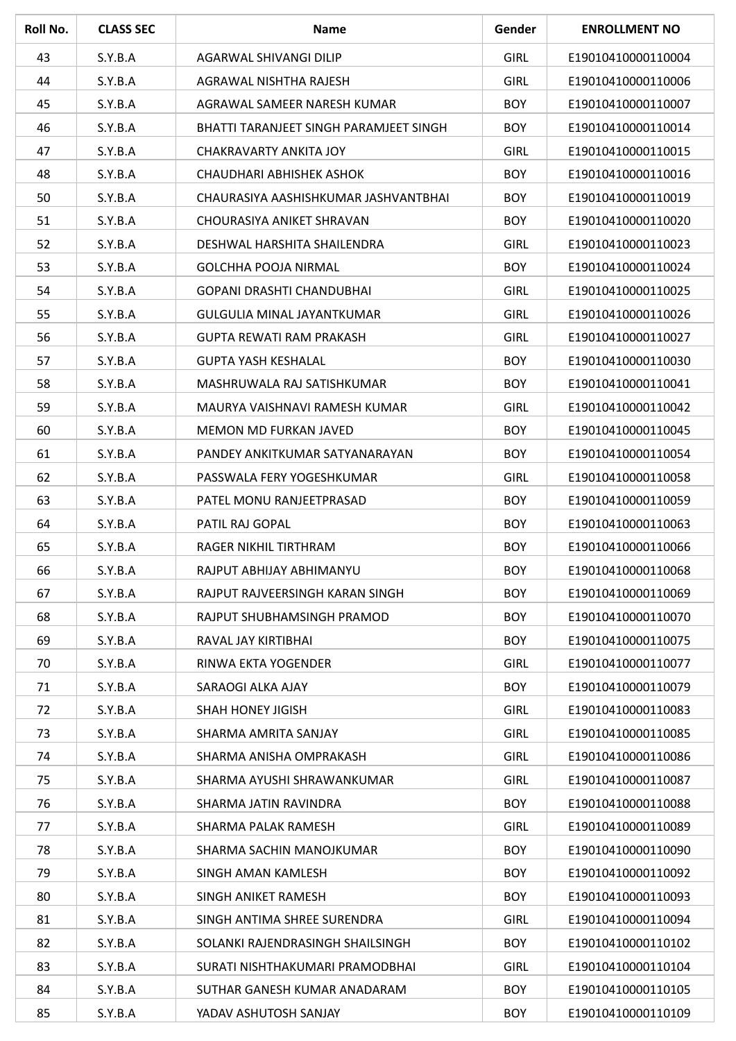| Roll No. | CLASS SEC | Name | Gender | ENROLLMENT NO |
|---|---|---|---|---|
| 43 | S.Y.B.A | AGARWAL SHIVANGI DILIP | GIRL | E19010410000110004 |
| 44 | S.Y.B.A | AGRAWAL NISHTHA RAJESH | GIRL | E19010410000110006 |
| 45 | S.Y.B.A | AGRAWAL SAMEER NARESH KUMAR | BOY | E19010410000110007 |
| 46 | S.Y.B.A | BHATTI TARANJEET SINGH PARAMJEET SINGH | BOY | E19010410000110014 |
| 47 | S.Y.B.A | CHAKRAVARTY ANKITA JOY | GIRL | E19010410000110015 |
| 48 | S.Y.B.A | CHAUDHARI ABHISHEK ASHOK | BOY | E19010410000110016 |
| 50 | S.Y.B.A | CHAURASIYA AASHISHKUMAR JASHVANTBHAI | BOY | E19010410000110019 |
| 51 | S.Y.B.A | CHOURASIYA ANIKET SHRAVAN | BOY | E19010410000110020 |
| 52 | S.Y.B.A | DESHWAL HARSHITA SHAILENDRA | GIRL | E19010410000110023 |
| 53 | S.Y.B.A | GOLCHHA POOJA NIRMAL | BOY | E19010410000110024 |
| 54 | S.Y.B.A | GOPANI DRASHTI CHANDUBHAI | GIRL | E19010410000110025 |
| 55 | S.Y.B.A | GULGULIA MINAL JAYANTKUMAR | GIRL | E19010410000110026 |
| 56 | S.Y.B.A | GUPTA REWATI RAM PRAKASH | GIRL | E19010410000110027 |
| 57 | S.Y.B.A | GUPTA YASH KESHALAL | BOY | E19010410000110030 |
| 58 | S.Y.B.A | MASHRUWALA RAJ SATISHKUMAR | BOY | E19010410000110041 |
| 59 | S.Y.B.A | MAURYA VAISHNAVI RAMESH KUMAR | GIRL | E19010410000110042 |
| 60 | S.Y.B.A | MEMON MD FURKAN JAVED | BOY | E19010410000110045 |
| 61 | S.Y.B.A | PANDEY ANKITKUMAR SATYANARAYAN | BOY | E19010410000110054 |
| 62 | S.Y.B.A | PASSWALA FERY YOGESHKUMAR | GIRL | E19010410000110058 |
| 63 | S.Y.B.A | PATEL MONU RANJEETPRASAD | BOY | E19010410000110059 |
| 64 | S.Y.B.A | PATIL RAJ GOPAL | BOY | E19010410000110063 |
| 65 | S.Y.B.A | RAGER NIKHIL TIRTHRAM | BOY | E19010410000110066 |
| 66 | S.Y.B.A | RAJPUT ABHIJAY ABHIMANYU | BOY | E19010410000110068 |
| 67 | S.Y.B.A | RAJPUT RAJVEERSINGH KARAN SINGH | BOY | E19010410000110069 |
| 68 | S.Y.B.A | RAJPUT SHUBHAMSINGH PRAMOD | BOY | E19010410000110070 |
| 69 | S.Y.B.A | RAVAL JAY KIRTIBHAI | BOY | E19010410000110075 |
| 70 | S.Y.B.A | RINWA EKTA YOGENDER | GIRL | E19010410000110077 |
| 71 | S.Y.B.A | SARAOGI ALKA AJAY | BOY | E19010410000110079 |
| 72 | S.Y.B.A | SHAH HONEY JIGISH | GIRL | E19010410000110083 |
| 73 | S.Y.B.A | SHARMA AMRITA SANJAY | GIRL | E19010410000110085 |
| 74 | S.Y.B.A | SHARMA ANISHA OMPRAKASH | GIRL | E19010410000110086 |
| 75 | S.Y.B.A | SHARMA AYUSHI SHRAWANKUMAR | GIRL | E19010410000110087 |
| 76 | S.Y.B.A | SHARMA JATIN RAVINDRA | BOY | E19010410000110088 |
| 77 | S.Y.B.A | SHARMA PALAK RAMESH | GIRL | E19010410000110089 |
| 78 | S.Y.B.A | SHARMA SACHIN MANOJKUMAR | BOY | E19010410000110090 |
| 79 | S.Y.B.A | SINGH AMAN KAMLESH | BOY | E19010410000110092 |
| 80 | S.Y.B.A | SINGH ANIKET RAMESH | BOY | E19010410000110093 |
| 81 | S.Y.B.A | SINGH ANTIMA SHREE SURENDRA | GIRL | E19010410000110094 |
| 82 | S.Y.B.A | SOLANKI RAJENDRASINGH SHAILSINGH | BOY | E19010410000110102 |
| 83 | S.Y.B.A | SURATI NISHTHAKUMARI PRAMODBHAI | GIRL | E19010410000110104 |
| 84 | S.Y.B.A | SUTHAR GANESH KUMAR ANADARAM | BOY | E19010410000110105 |
| 85 | S.Y.B.A | YADAV ASHUTOSH SANJAY | BOY | E19010410000110109 |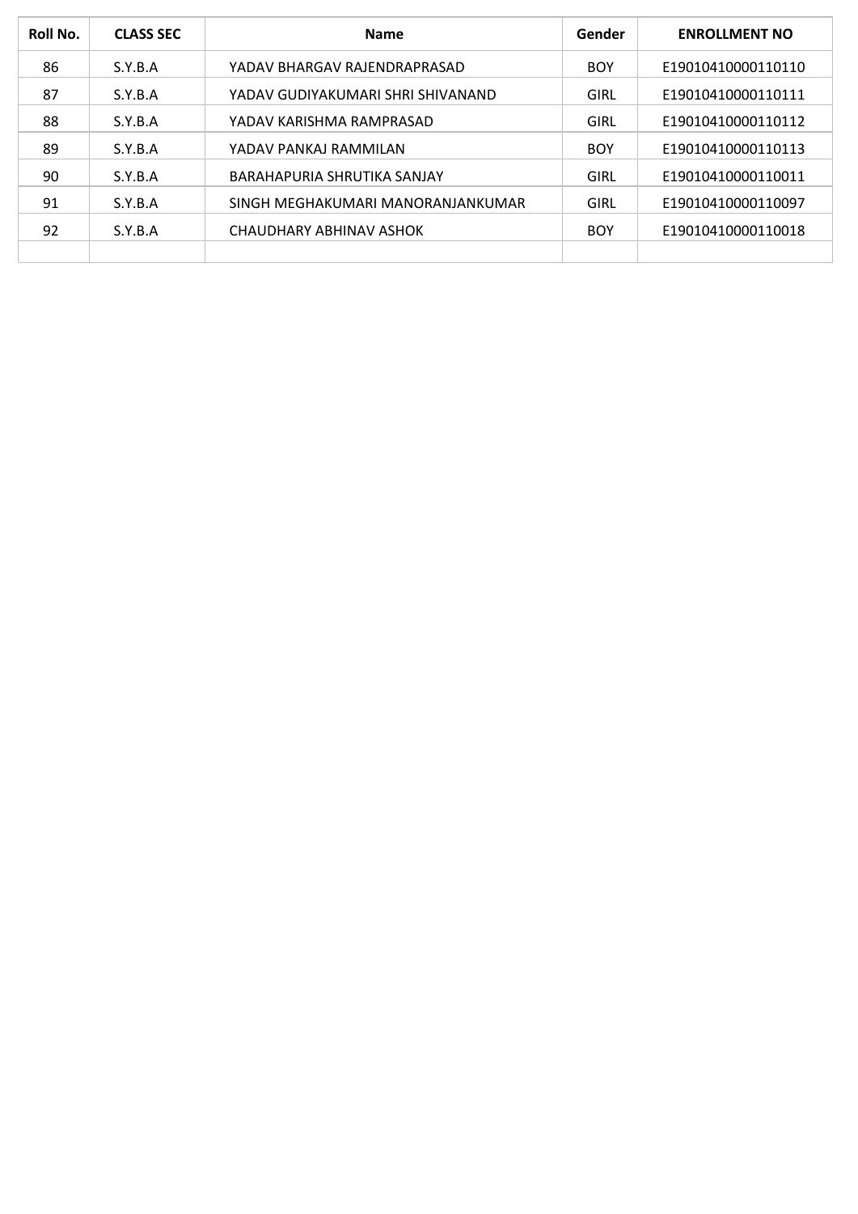| Roll No. | CLASS SEC | Name | Gender | ENROLLMENT NO |
|---|---|---|---|---|
| 86 | S.Y.B.A | YADAV BHARGAV RAJENDRAPRASAD | BOY | E19010410000110110 |
| 87 | S.Y.B.A | YADAV GUDIYAKUMARI SHRI SHIVANAND | GIRL | E19010410000110111 |
| 88 | S.Y.B.A | YADAV KARISHMA RAMPRASAD | GIRL | E19010410000110112 |
| 89 | S.Y.B.A | YADAV PANKAJ RAMMILAN | BOY | E19010410000110113 |
| 90 | S.Y.B.A | BARAHAPURIA SHRUTIKA SANJAY | GIRL | E19010410000110011 |
| 91 | S.Y.B.A | SINGH MEGHAKUMARI MANORANJANKUMAR | GIRL | E19010410000110097 |
| 92 | S.Y.B.A | CHAUDHARY ABHINAV ASHOK | BOY | E19010410000110018 |
| | | | | |